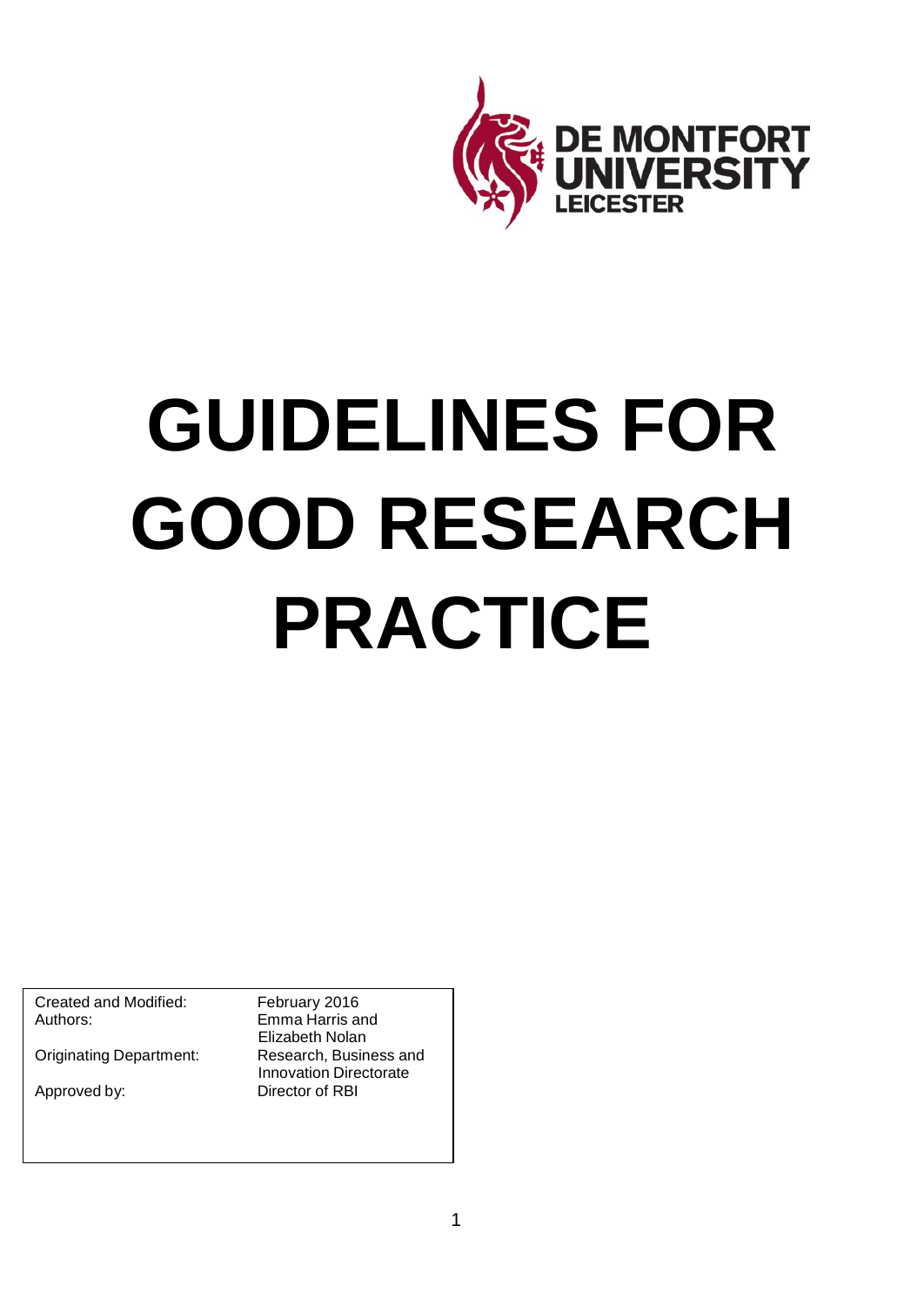DE MONTFORT UNIVERSITY LEICESTER

# GUIDELINES FOR GOOD RESEARCH PRACTICE

| | |
|---|---|
| Created and Modified: | February 2016 |
| Authors: | Emma Harris and Elizabeth Nolan |
| Originating Department: | Research, Business and Innovation Directorate |
| Approved by: | Director of RBI |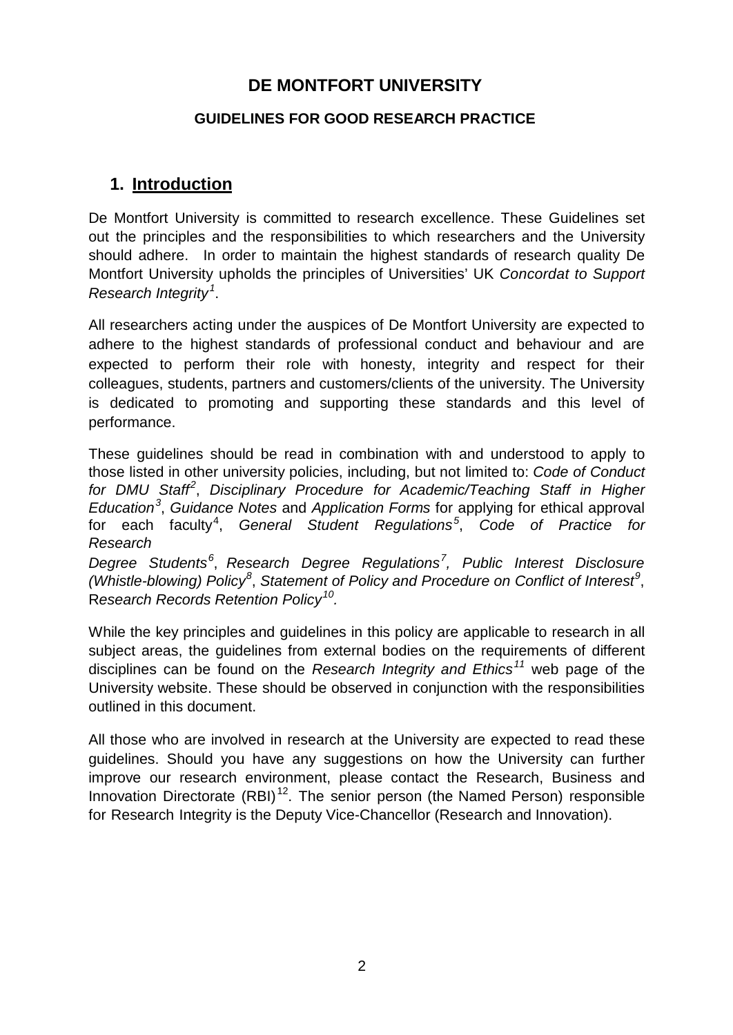# DE MONTFORT UNIVERSITY

## GUIDELINES FOR GOOD RESEARCH PRACTICE

## 1. Introduction

De Montfort University is committed to research excellence. These Guidelines set out the principles and the responsibilities to which researchers and the University should adhere. In order to maintain the highest standards of research quality De Montfort University upholds the principles of Universities' UK *Concordat to Support Research Integrity*[1].

All researchers acting under the auspices of De Montfort University are expected to adhere to the highest standards of professional conduct and behaviour and are expected to perform their role with honesty, integrity and respect for their colleagues, students, partners and customers/clients of the university. The University is dedicated to promoting and supporting these standards and this level of performance.

These guidelines should be read in combination with and understood to apply to those listed in other university policies, including, but not limited to: *Code of Conduct for DMU Staff*[2], *Disciplinary Procedure for Academic/Teaching Staff in Higher Education*[3], *Guidance Notes* and *Application Forms* for applying for ethical approval for each faculty[4], *General Student Regulations*[5], *Code of Practice for Research Degree Students*[6], *Research Degree Regulations*[7], *Public Interest Disclosure (Whistle-blowing) Policy*[8], *Statement of Policy and Procedure on Conflict of Interest*[9], R*esearch Records Retention Policy*[10].

While the key principles and guidelines in this policy are applicable to research in all subject areas, the guidelines from external bodies on the requirements of different disciplines can be found on the *Research Integrity and Ethics*[11] web page of the University website. These should be observed in conjunction with the responsibilities outlined in this document.

All those who are involved in research at the University are expected to read these guidelines. Should you have any suggestions on how the University can further improve our research environment, please contact the Research, Business and Innovation Directorate (RBI)[12]. The senior person (the Named Person) responsible for Research Integrity is the Deputy Vice-Chancellor (Research and Innovation).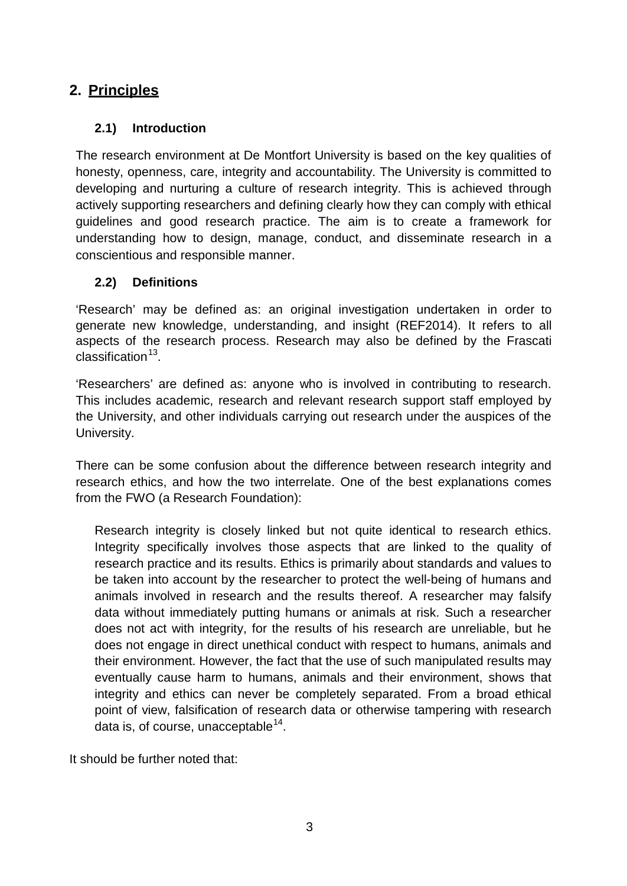## 2. Principles

### 2.1) Introduction

The research environment at De Montfort University is based on the key qualities of honesty, openness, care, integrity and accountability. The University is committed to developing and nurturing a culture of research integrity. This is achieved through actively supporting researchers and defining clearly how they can comply with ethical guidelines and good research practice. The aim is to create a framework for understanding how to design, manage, conduct, and disseminate research in a conscientious and responsible manner.

### 2.2) Definitions

'Research' may be defined as: an original investigation undertaken in order to generate new knowledge, understanding, and insight (REF2014). It refers to all aspects of the research process. Research may also be defined by the Frascati classification[13].

'Researchers' are defined as: anyone who is involved in contributing to research. This includes academic, research and relevant research support staff employed by the University, and other individuals carrying out research under the auspices of the University.

There can be some confusion about the difference between research integrity and research ethics, and how the two interrelate. One of the best explanations comes from the FWO (a Research Foundation):

> Research integrity is closely linked but not quite identical to research ethics. Integrity specifically involves those aspects that are linked to the quality of research practice and its results. Ethics is primarily about standards and values to be taken into account by the researcher to protect the well-being of humans and animals involved in research and the results thereof. A researcher may falsify data without immediately putting humans or animals at risk. Such a researcher does not act with integrity, for the results of his research are unreliable, but he does not engage in direct unethical conduct with respect to humans, animals and their environment. However, the fact that the use of such manipulated results may eventually cause harm to humans, animals and their environment, shows that integrity and ethics can never be completely separated. From a broad ethical point of view, falsification of research data or otherwise tampering with research data is, of course, unacceptable[14].

It should be further noted that: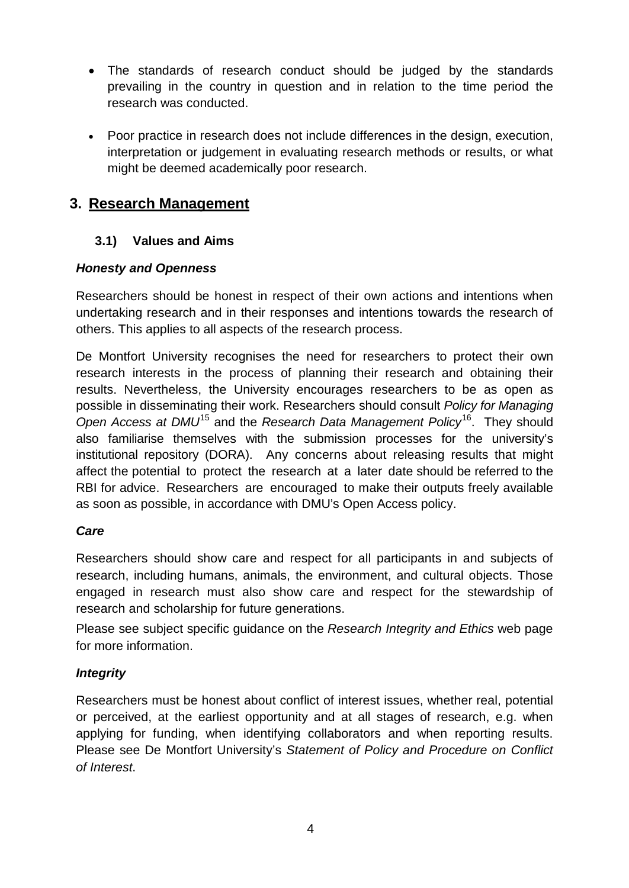- The standards of research conduct should be judged by the standards prevailing in the country in question and in relation to the time period the research was conducted.

- Poor practice in research does not include differences in the design, execution, interpretation or judgement in evaluating research methods or results, or what might be deemed academically poor research.

## 3. Research Management

### 3.1) Values and Aims

***Honesty and Openness***

Researchers should be honest in respect of their own actions and intentions when undertaking research and in their responses and intentions towards the research of others. This applies to all aspects of the research process.

De Montfort University recognises the need for researchers to protect their own research interests in the process of planning their research and obtaining their results. Nevertheless, the University encourages researchers to be as open as possible in disseminating their work. Researchers should consult *Policy for Managing Open Access at DMU*[15] and the *Research Data Management Policy*[16]. They should also familiarise themselves with the submission processes for the university's institutional repository (DORA). Any concerns about releasing results that might affect the potential to protect the research at a later date should be referred to the RBI for advice. Researchers are encouraged to make their outputs freely available as soon as possible, in accordance with DMU's Open Access policy.

***Care***

Researchers should show care and respect for all participants in and subjects of research, including humans, animals, the environment, and cultural objects. Those engaged in research must also show care and respect for the stewardship of research and scholarship for future generations.

Please see subject specific guidance on the *Research Integrity and Ethics* web page for more information.

***Integrity***

Researchers must be honest about conflict of interest issues, whether real, potential or perceived, at the earliest opportunity and at all stages of research, e.g. when applying for funding, when identifying collaborators and when reporting results. Please see De Montfort University's *Statement of Policy and Procedure on Conflict of Interest*.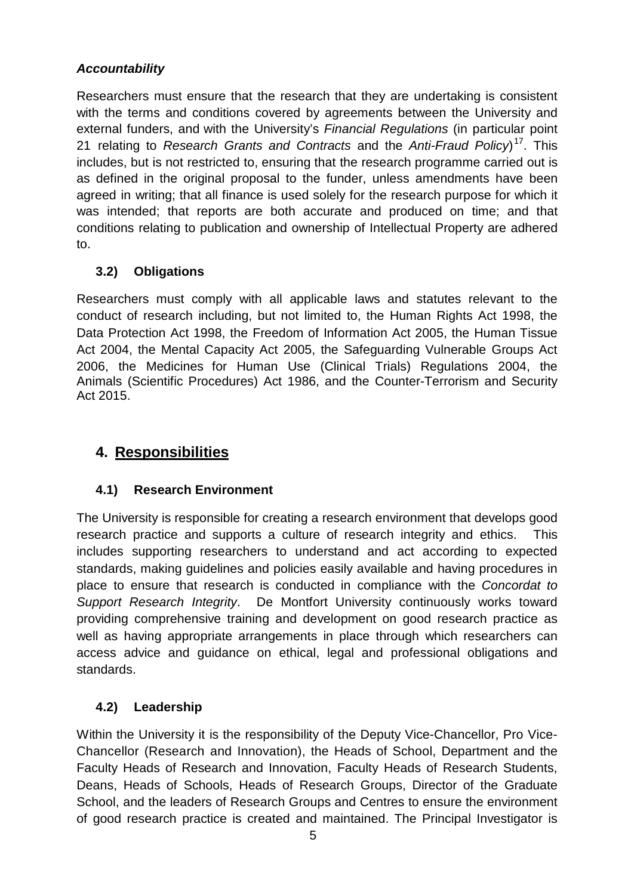***Accountability***

Researchers must ensure that the research that they are undertaking is consistent with the terms and conditions covered by agreements between the University and external funders, and with the University's *Financial Regulations* (in particular point 21 relating to *Research Grants and Contracts* and the *Anti-Fraud Policy*)[17]. This includes, but is not restricted to, ensuring that the research programme carried out is as defined in the original proposal to the funder, unless amendments have been agreed in writing; that all finance is used solely for the research purpose for which it was intended; that reports are both accurate and produced on time; and that conditions relating to publication and ownership of Intellectual Property are adhered to.

### 3.2) Obligations

Researchers must comply with all applicable laws and statutes relevant to the conduct of research including, but not limited to, the Human Rights Act 1998, the Data Protection Act 1998, the Freedom of Information Act 2005, the Human Tissue Act 2004, the Mental Capacity Act 2005, the Safeguarding Vulnerable Groups Act 2006, the Medicines for Human Use (Clinical Trials) Regulations 2004, the Animals (Scientific Procedures) Act 1986, and the Counter-Terrorism and Security Act 2015.

## 4. Responsibilities

### 4.1) Research Environment

The University is responsible for creating a research environment that develops good research practice and supports a culture of research integrity and ethics. This includes supporting researchers to understand and act according to expected standards, making guidelines and policies easily available and having procedures in place to ensure that research is conducted in compliance with the *Concordat to Support Research Integrity*. De Montfort University continuously works toward providing comprehensive training and development on good research practice as well as having appropriate arrangements in place through which researchers can access advice and guidance on ethical, legal and professional obligations and standards.

### 4.2) Leadership

Within the University it is the responsibility of the Deputy Vice-Chancellor, Pro Vice-Chancellor (Research and Innovation), the Heads of School, Department and the Faculty Heads of Research and Innovation, Faculty Heads of Research Students, Deans, Heads of Schools, Heads of Research Groups, Director of the Graduate School, and the leaders of Research Groups and Centres to ensure the environment of good research practice is created and maintained. The Principal Investigator is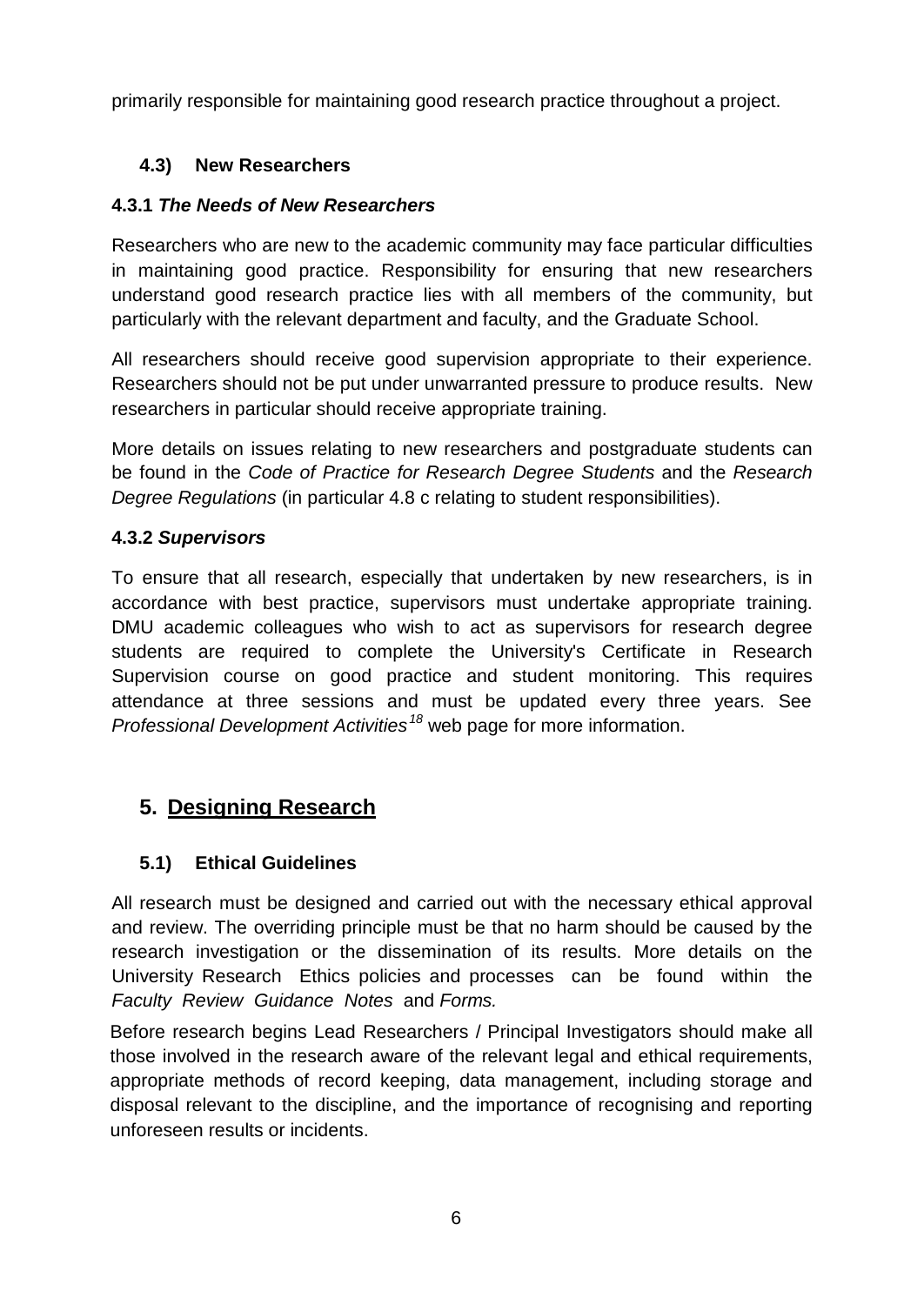primarily responsible for maintaining good research practice throughout a project.

### 4.3) New Researchers

#### 4.3.1 *The Needs of New Researchers*

Researchers who are new to the academic community may face particular difficulties in maintaining good practice. Responsibility for ensuring that new researchers understand good research practice lies with all members of the community, but particularly with the relevant department and faculty, and the Graduate School.

All researchers should receive good supervision appropriate to their experience. Researchers should not be put under unwarranted pressure to produce results. New researchers in particular should receive appropriate training.

More details on issues relating to new researchers and postgraduate students can be found in the *Code of Practice for Research Degree Students* and the *Research Degree Regulations* (in particular 4.8 c relating to student responsibilities).

#### 4.3.2 *Supervisors*

To ensure that all research, especially that undertaken by new researchers, is in accordance with best practice, supervisors must undertake appropriate training. DMU academic colleagues who wish to act as supervisors for research degree students are required to complete the University's Certificate in Research Supervision course on good practice and student monitoring. This requires attendance at three sessions and must be updated every three years. See *Professional Development Activities*[18] web page for more information.

## 5. Designing Research

### 5.1) Ethical Guidelines

All research must be designed and carried out with the necessary ethical approval and review. The overriding principle must be that no harm should be caused by the research investigation or the dissemination of its results. More details on the University Research Ethics policies and processes can be found within the *Faculty Review Guidance Notes* and *Forms.*

Before research begins Lead Researchers / Principal Investigators should make all those involved in the research aware of the relevant legal and ethical requirements, appropriate methods of record keeping, data management, including storage and disposal relevant to the discipline, and the importance of recognising and reporting unforeseen results or incidents.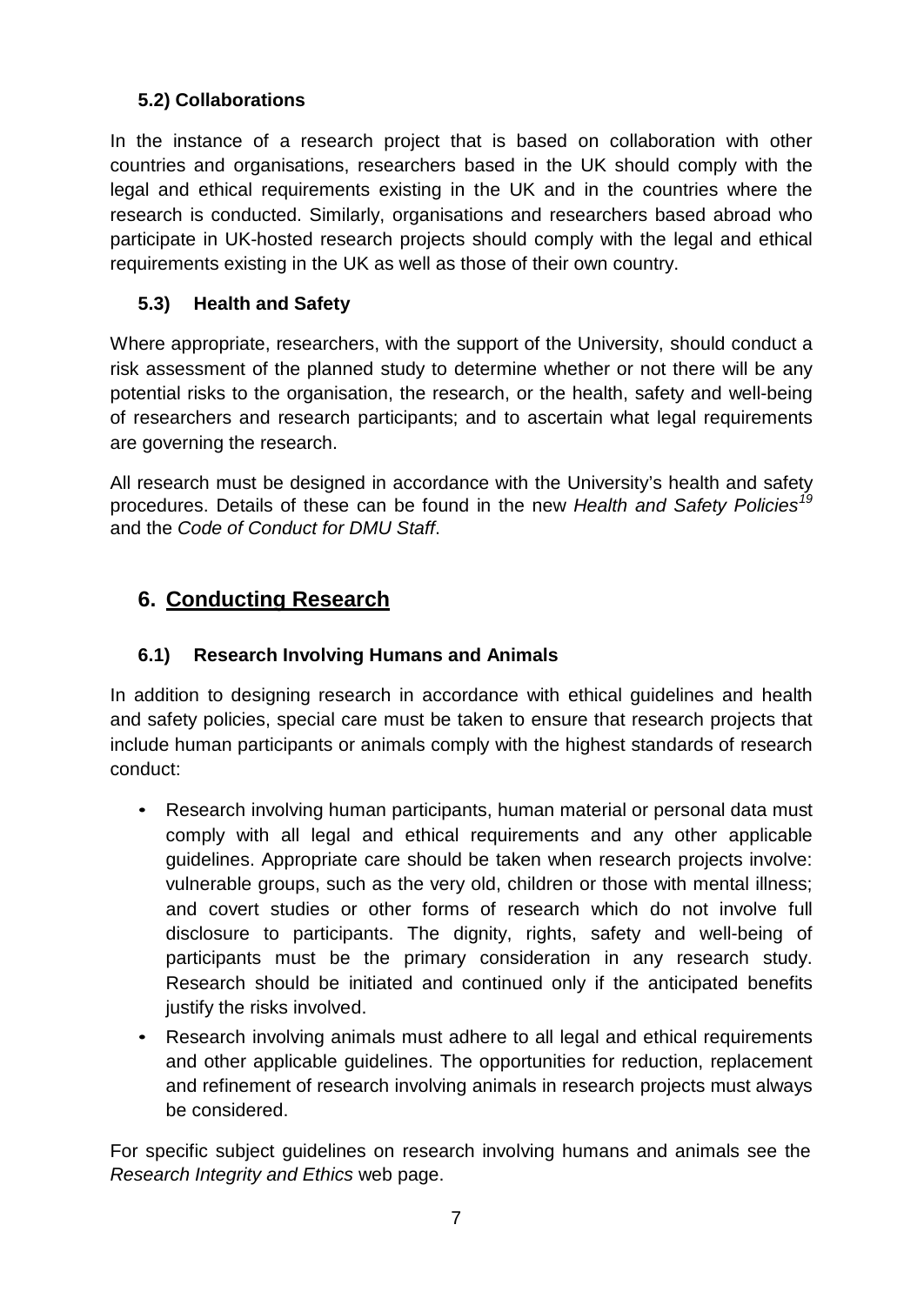### 5.2) Collaborations

In the instance of a research project that is based on collaboration with other countries and organisations, researchers based in the UK should comply with the legal and ethical requirements existing in the UK and in the countries where the research is conducted. Similarly, organisations and researchers based abroad who participate in UK-hosted research projects should comply with the legal and ethical requirements existing in the UK as well as those of their own country.

### 5.3) Health and Safety

Where appropriate, researchers, with the support of the University, should conduct a risk assessment of the planned study to determine whether or not there will be any potential risks to the organisation, the research, or the health, safety and well-being of researchers and research participants; and to ascertain what legal requirements are governing the research.

All research must be designed in accordance with the University's health and safety procedures. Details of these can be found in the new *Health and Safety Policies*[19] and the *Code of Conduct for DMU Staff*.

## 6. Conducting Research

### 6.1) Research Involving Humans and Animals

In addition to designing research in accordance with ethical guidelines and health and safety policies, special care must be taken to ensure that research projects that include human participants or animals comply with the highest standards of research conduct:

- Research involving human participants, human material or personal data must comply with all legal and ethical requirements and any other applicable guidelines. Appropriate care should be taken when research projects involve: vulnerable groups, such as the very old, children or those with mental illness; and covert studies or other forms of research which do not involve full disclosure to participants. The dignity, rights, safety and well-being of participants must be the primary consideration in any research study. Research should be initiated and continued only if the anticipated benefits justify the risks involved.
- Research involving animals must adhere to all legal and ethical requirements and other applicable guidelines. The opportunities for reduction, replacement and refinement of research involving animals in research projects must always be considered.

For specific subject guidelines on research involving humans and animals see the *Research Integrity and Ethics* web page.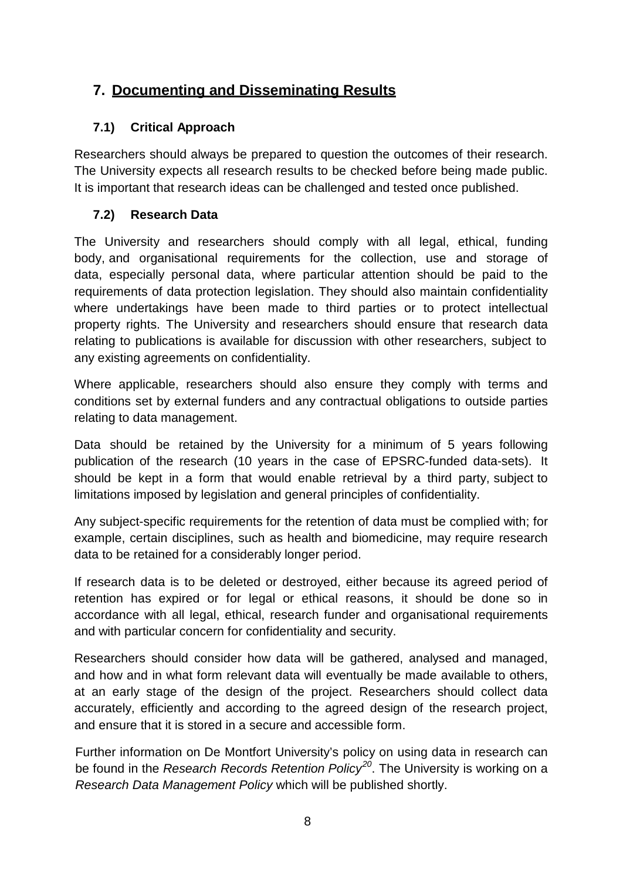## 7. Documenting and Disseminating Results

### 7.1) Critical Approach

Researchers should always be prepared to question the outcomes of their research. The University expects all research results to be checked before being made public. It is important that research ideas can be challenged and tested once published.

### 7.2) Research Data

The University and researchers should comply with all legal, ethical, funding body, and organisational requirements for the collection, use and storage of data, especially personal data, where particular attention should be paid to the requirements of data protection legislation. They should also maintain confidentiality where undertakings have been made to third parties or to protect intellectual property rights. The University and researchers should ensure that research data relating to publications is available for discussion with other researchers, subject to any existing agreements on confidentiality.

Where applicable, researchers should also ensure they comply with terms and conditions set by external funders and any contractual obligations to outside parties relating to data management.

Data should be retained by the University for a minimum of 5 years following publication of the research (10 years in the case of EPSRC-funded data-sets). It should be kept in a form that would enable retrieval by a third party, subject to limitations imposed by legislation and general principles of confidentiality.

Any subject-specific requirements for the retention of data must be complied with; for example, certain disciplines, such as health and biomedicine, may require research data to be retained for a considerably longer period.

If research data is to be deleted or destroyed, either because its agreed period of retention has expired or for legal or ethical reasons, it should be done so in accordance with all legal, ethical, research funder and organisational requirements and with particular concern for confidentiality and security.

Researchers should consider how data will be gathered, analysed and managed, and how and in what form relevant data will eventually be made available to others, at an early stage of the design of the project. Researchers should collect data accurately, efficiently and according to the agreed design of the research project, and ensure that it is stored in a secure and accessible form.

Further information on De Montfort University's policy on using data in research can be found in the *Research Records Retention Policy*[20]. The University is working on a *Research Data Management Policy* which will be published shortly.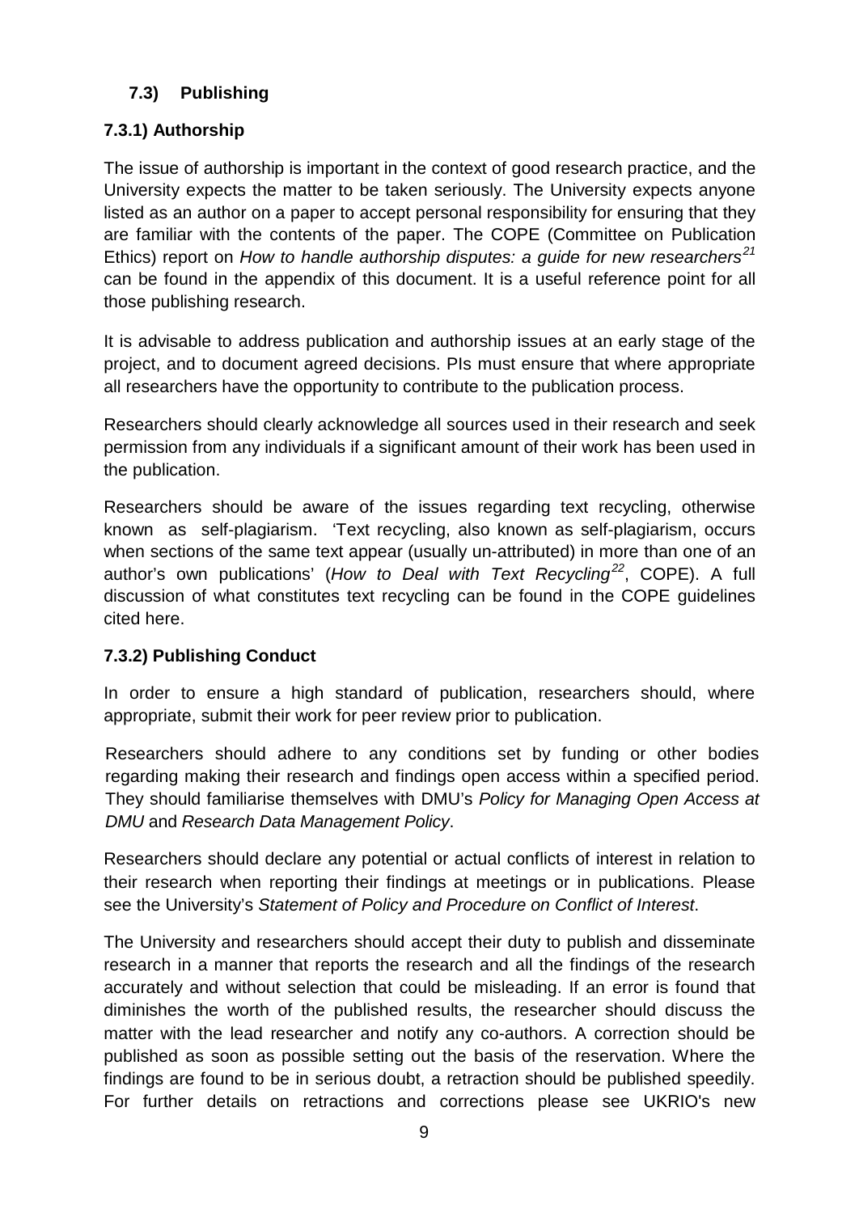## 7.3) Publishing

### 7.3.1) Authorship

The issue of authorship is important in the context of good research practice, and the University expects the matter to be taken seriously. The University expects anyone listed as an author on a paper to accept personal responsibility for ensuring that they are familiar with the contents of the paper. The COPE (Committee on Publication Ethics) report on *How to handle authorship disputes: a guide for new researchers*[21] can be found in the appendix of this document. It is a useful reference point for all those publishing research.

It is advisable to address publication and authorship issues at an early stage of the project, and to document agreed decisions. PIs must ensure that where appropriate all researchers have the opportunity to contribute to the publication process.

Researchers should clearly acknowledge all sources used in their research and seek permission from any individuals if a significant amount of their work has been used in the publication.

Researchers should be aware of the issues regarding text recycling, otherwise known as self-plagiarism. 'Text recycling, also known as self-plagiarism, occurs when sections of the same text appear (usually un-attributed) in more than one of an author's own publications' (*How to Deal with Text Recycling*[22], COPE). A full discussion of what constitutes text recycling can be found in the COPE guidelines cited here.

### 7.3.2) Publishing Conduct

In order to ensure a high standard of publication, researchers should, where appropriate, submit their work for peer review prior to publication.

Researchers should adhere to any conditions set by funding or other bodies regarding making their research and findings open access within a specified period. They should familiarise themselves with DMU's *Policy for Managing Open Access at DMU* and *Research Data Management Policy*.

Researchers should declare any potential or actual conflicts of interest in relation to their research when reporting their findings at meetings or in publications. Please see the University's *Statement of Policy and Procedure on Conflict of Interest*.

The University and researchers should accept their duty to publish and disseminate research in a manner that reports the research and all the findings of the research accurately and without selection that could be misleading. If an error is found that diminishes the worth of the published results, the researcher should discuss the matter with the lead researcher and notify any co-authors. A correction should be published as soon as possible setting out the basis of the reservation. Where the findings are found to be in serious doubt, a retraction should be published speedily. For further details on retractions and corrections please see UKRIO's new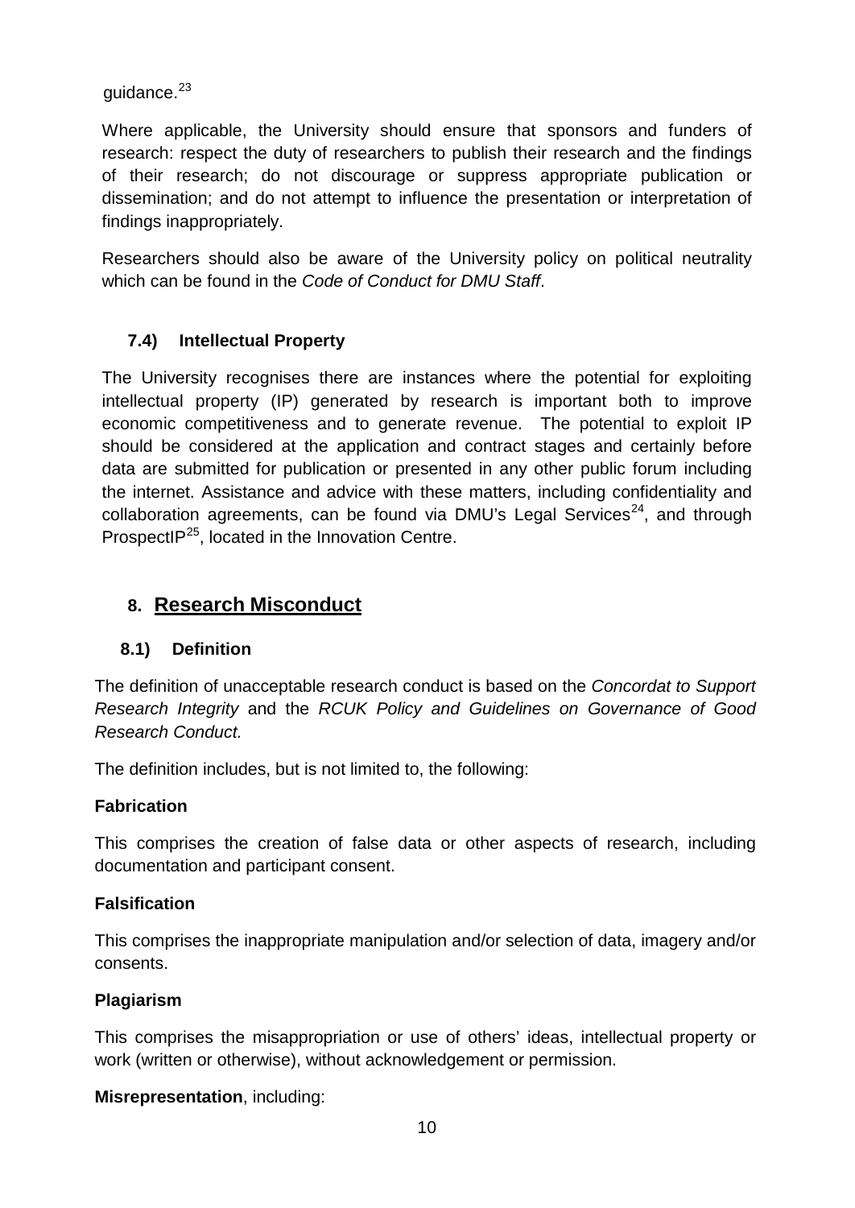guidance.[23]

Where applicable, the University should ensure that sponsors and funders of research: respect the duty of researchers to publish their research and the findings of their research; do not discourage or suppress appropriate publication or dissemination; and do not attempt to influence the presentation or interpretation of findings inappropriately.

Researchers should also be aware of the University policy on political neutrality which can be found in the *Code of Conduct for DMU Staff*.

### 7.4) Intellectual Property

The University recognises there are instances where the potential for exploiting intellectual property (IP) generated by research is important both to improve economic competitiveness and to generate revenue. The potential to exploit IP should be considered at the application and contract stages and certainly before data are submitted for publication or presented in any other public forum including the internet. Assistance and advice with these matters, including confidentiality and collaboration agreements, can be found via DMU's Legal Services[24], and through ProspectIP[25], located in the Innovation Centre.

## 8. Research Misconduct

### 8.1) Definition

The definition of unacceptable research conduct is based on the *Concordat to Support Research Integrity* and the *RCUK Policy and Guidelines on Governance of Good Research Conduct.*

The definition includes, but is not limited to, the following:

**Fabrication**

This comprises the creation of false data or other aspects of research, including documentation and participant consent.

**Falsification**

This comprises the inappropriate manipulation and/or selection of data, imagery and/or consents.

**Plagiarism**

This comprises the misappropriation or use of others' ideas, intellectual property or work (written or otherwise), without acknowledgement or permission.

**Misrepresentation**, including: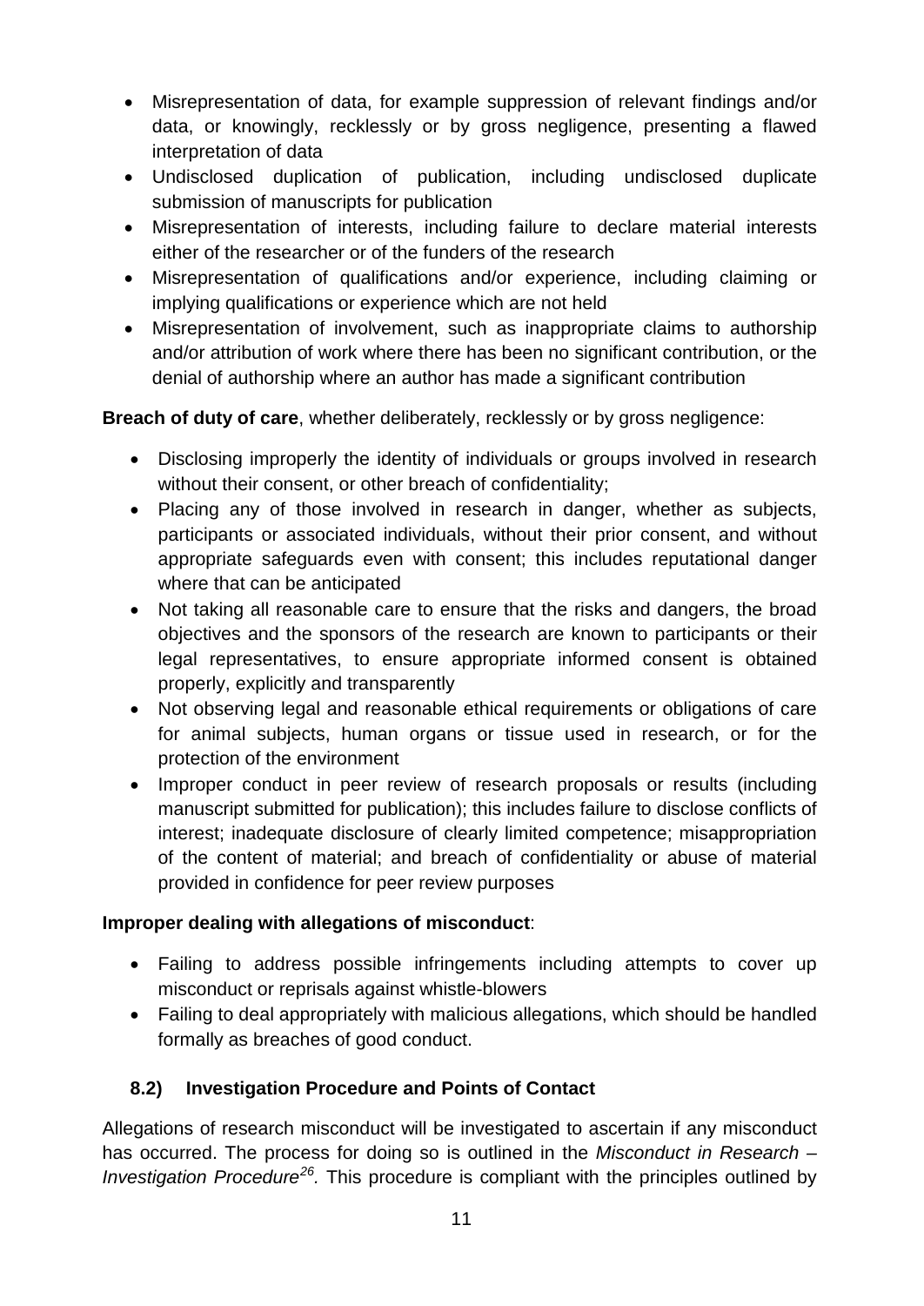- Misrepresentation of data, for example suppression of relevant findings and/or data, or knowingly, recklessly or by gross negligence, presenting a flawed interpretation of data
- Undisclosed duplication of publication, including undisclosed duplicate submission of manuscripts for publication
- Misrepresentation of interests, including failure to declare material interests either of the researcher or of the funders of the research
- Misrepresentation of qualifications and/or experience, including claiming or implying qualifications or experience which are not held
- Misrepresentation of involvement, such as inappropriate claims to authorship and/or attribution of work where there has been no significant contribution, or the denial of authorship where an author has made a significant contribution

**Breach of duty of care**, whether deliberately, recklessly or by gross negligence:

- Disclosing improperly the identity of individuals or groups involved in research without their consent, or other breach of confidentiality;
- Placing any of those involved in research in danger, whether as subjects, participants or associated individuals, without their prior consent, and without appropriate safeguards even with consent; this includes reputational danger where that can be anticipated
- Not taking all reasonable care to ensure that the risks and dangers, the broad objectives and the sponsors of the research are known to participants or their legal representatives, to ensure appropriate informed consent is obtained properly, explicitly and transparently
- Not observing legal and reasonable ethical requirements or obligations of care for animal subjects, human organs or tissue used in research, or for the protection of the environment
- Improper conduct in peer review of research proposals or results (including manuscript submitted for publication); this includes failure to disclose conflicts of interest; inadequate disclosure of clearly limited competence; misappropriation of the content of material; and breach of confidentiality or abuse of material provided in confidence for peer review purposes

**Improper dealing with allegations of misconduct**:

- Failing to address possible infringements including attempts to cover up misconduct or reprisals against whistle-blowers
- Failing to deal appropriately with malicious allegations, which should be handled formally as breaches of good conduct.

### 8.2) Investigation Procedure and Points of Contact

Allegations of research misconduct will be investigated to ascertain if any misconduct has occurred. The process for doing so is outlined in the *Misconduct in Research – Investigation Procedure*[26]. This procedure is compliant with the principles outlined by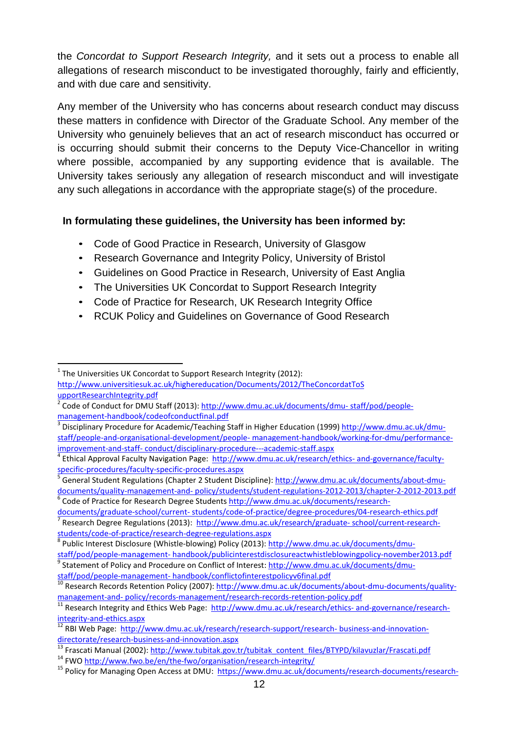the *Concordat to Support Research Integrity,* and it sets out a process to enable all allegations of research misconduct to be investigated thoroughly, fairly and efficiently, and with due care and sensitivity.

Any member of the University who has concerns about research conduct may discuss these matters in confidence with Director of the Graduate School. Any member of the University who genuinely believes that an act of research misconduct has occurred or is occurring should submit their concerns to the Deputy Vice-Chancellor in writing where possible, accompanied by any supporting evidence that is available. The University takes seriously any allegation of research misconduct and will investigate any such allegations in accordance with the appropriate stage(s) of the procedure.

**In formulating these guidelines, the University has been informed by:**

- Code of Good Practice in Research, University of Glasgow
- Research Governance and Integrity Policy, University of Bristol
- Guidelines on Good Practice in Research, University of East Anglia
- The Universities UK Concordat to Support Research Integrity
- Code of Practice for Research, UK Research Integrity Office
- RCUK Policy and Guidelines on Governance of Good Research

---

[1] The Universities UK Concordat to Support Research Integrity (2012): http://www.universitiesuk.ac.uk/highereducation/Documents/2012/TheConcordatToSupportResearchIntegrity.pdf

[2] Code of Conduct for DMU Staff (2013): http://www.dmu.ac.uk/documents/dmu- staff/pod/people-management-handbook/codeofconductfinal.pdf

[3] Disciplinary Procedure for Academic/Teaching Staff in Higher Education (1999) http://www.dmu.ac.uk/dmu-staff/people-and-organisational-development/people- management-handbook/working-for-dmu/performance-improvement-and-staff- conduct/disciplinary-procedure---academic-staff.aspx

[4] Ethical Approval Faculty Navigation Page: http://www.dmu.ac.uk/research/ethics- and-governance/faculty-specific-procedures/faculty-specific-procedures.aspx

[5] General Student Regulations (Chapter 2 Student Discipline): http://www.dmu.ac.uk/documents/about-dmu-documents/quality-management-and- policy/students/student-regulations-2012-2013/chapter-2-2012-2013.pdf

[6] Code of Practice for Research Degree Students http://www.dmu.ac.uk/documents/research-documents/graduate-school/current- students/code-of-practice/degree-procedures/04-research-ethics.pdf

[7] Research Degree Regulations (2013): http://www.dmu.ac.uk/research/graduate- school/current-research-students/code-of-practice/research-degree-regulations.aspx

[8] Public Interest Disclosure (Whistle-blowing) Policy (2013): http://www.dmu.ac.uk/documents/dmu-staff/pod/people-management- handbook/publicinterestdisclosureactwhistleblowingpolicy-november2013.pdf

[9] Statement of Policy and Procedure on Conflict of Interest: http://www.dmu.ac.uk/documents/dmu-staff/pod/people-management- handbook/conflictofinterestpolicyv6final.pdf

[10] Research Records Retention Policy (2007): http://www.dmu.ac.uk/documents/about-dmu-documents/quality-management-and- policy/records-management/research-records-retention-policy.pdf

[11] Research Integrity and Ethics Web Page: http://www.dmu.ac.uk/research/ethics- and-governance/research-integrity-and-ethics.aspx

[12] RBI Web Page: http://www.dmu.ac.uk/research/research-support/research- business-and-innovation-directorate/research-business-and-innovation.aspx

[13] Frascati Manual (2002): http://www.tubitak.gov.tr/tubitak_content_files/BTYPD/kilavuzlar/Frascati.pdf

[14] FWO http://www.fwo.be/en/the-fwo/organisation/research-integrity/

[15] Policy for Managing Open Access at DMU: https://www.dmu.ac.uk/documents/research-documents/research-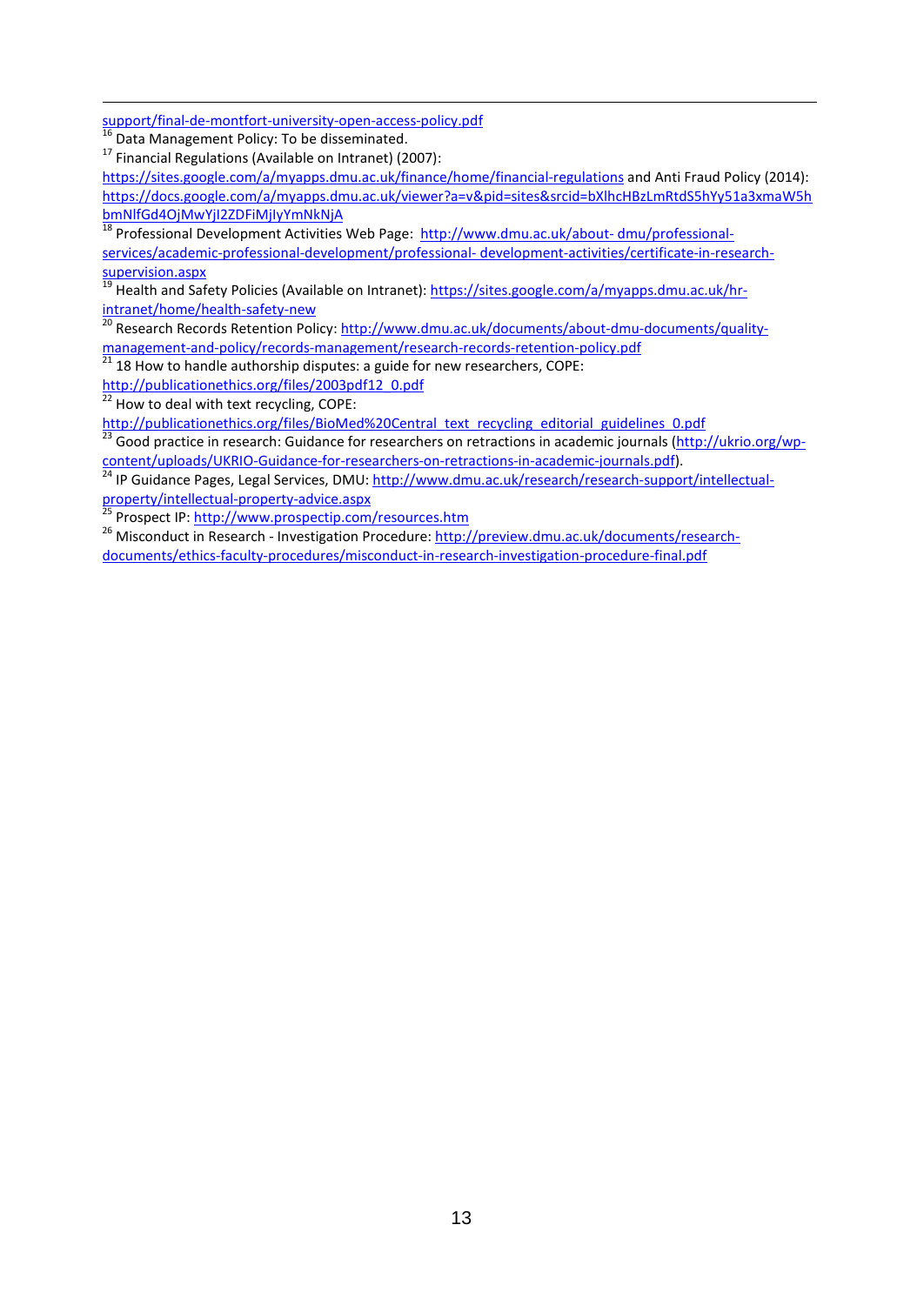support/final-de-montfort-university-open-access-policy.pdf

[16] Data Management Policy: To be disseminated.

[17] Financial Regulations (Available on Intranet) (2007): https://sites.google.com/a/myapps.dmu.ac.uk/finance/home/financial-regulations and Anti Fraud Policy (2014): https://docs.google.com/a/myapps.dmu.ac.uk/viewer?a=v&pid=sites&srcid=bXlhcHBzLmRtdS5hYy51a3xmaW5hbmNlfGd4OjMwYjI2ZDFiMjlyYmNkNjA

[18] Professional Development Activities Web Page: http://www.dmu.ac.uk/about- dmu/professional-services/academic-professional-development/professional- development-activities/certificate-in-research-supervision.aspx

[19] Health and Safety Policies (Available on Intranet): https://sites.google.com/a/myapps.dmu.ac.uk/hr-intranet/home/health-safety-new

[20] Research Records Retention Policy: http://www.dmu.ac.uk/documents/about-dmu-documents/quality-management-and-policy/records-management/research-records-retention-policy.pdf

[21] 18 How to handle authorship disputes: a guide for new researchers, COPE: http://publicationethics.org/files/2003pdf12_0.pdf

[22] How to deal with text recycling, COPE: http://publicationethics.org/files/BioMed%20Central_text_recycling_editorial_guidelines_0.pdf

[23] Good practice in research: Guidance for researchers on retractions in academic journals (http://ukrio.org/wp-content/uploads/UKRIO-Guidance-for-researchers-on-retractions-in-academic-journals.pdf).

[24] IP Guidance Pages, Legal Services, DMU: http://www.dmu.ac.uk/research/research-support/intellectual-property/intellectual-property-advice.aspx

[25] Prospect IP: http://www.prospectip.com/resources.htm

[26] Misconduct in Research - Investigation Procedure: http://preview.dmu.ac.uk/documents/research-documents/ethics-faculty-procedures/misconduct-in-research-investigation-procedure-final.pdf